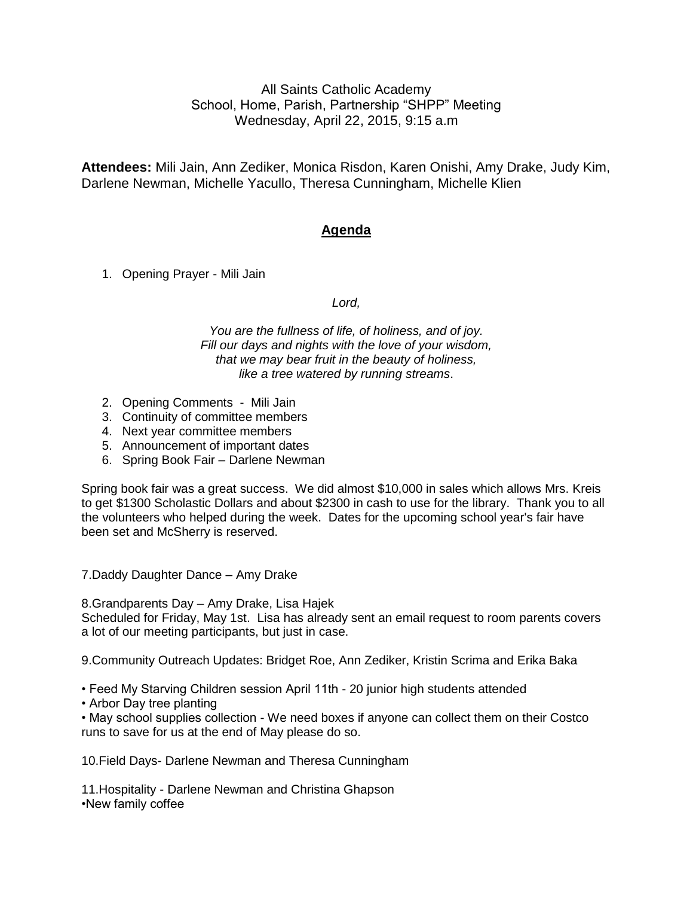All Saints Catholic Academy
School, Home, Parish, Partnership "SHPP" Meeting
Wednesday, April 22, 2015, 9:15 a.m

**Attendees:** Mili Jain, Ann Zediker, Monica Risdon, Karen Onishi, Amy Drake, Judy Kim, Darlene Newman, Michelle Yacullo, Theresa Cunningham, Michelle Klien

## Agenda

1. Opening Prayer - Mili Jain

*Lord,*

*You are the fullness of life, of holiness, and of joy.*
*Fill our days and nights with the love of your wisdom,*
*that we may bear fruit in the beauty of holiness,*
*like a tree watered by running streams*.

2. Opening Comments - Mili Jain
3. Continuity of committee members
4. Next year committee members
5. Announcement of important dates
6. Spring Book Fair – Darlene Newman

Spring book fair was a great success. We did almost $10,000 in sales which allows Mrs. Kreis to get $1300 Scholastic Dollars and about $2300 in cash to use for the library. Thank you to all the volunteers who helped during the week. Dates for the upcoming school year's fair have been set and McSherry is reserved.

7.Daddy Daughter Dance – Amy Drake

8.Grandparents Day – Amy Drake, Lisa Hajek
Scheduled for Friday, May 1st. Lisa has already sent an email request to room parents covers a lot of our meeting participants, but just in case.

9.Community Outreach Updates: Bridget Roe, Ann Zediker, Kristin Scrima and Erika Baka

- Feed My Starving Children session April 11th - 20 junior high students attended
- Arbor Day tree planting
- May school supplies collection - We need boxes if anyone can collect them on their Costco runs to save for us at the end of May please do so.

10.Field Days- Darlene Newman and Theresa Cunningham

11.Hospitality - Darlene Newman and Christina Ghapson
•New family coffee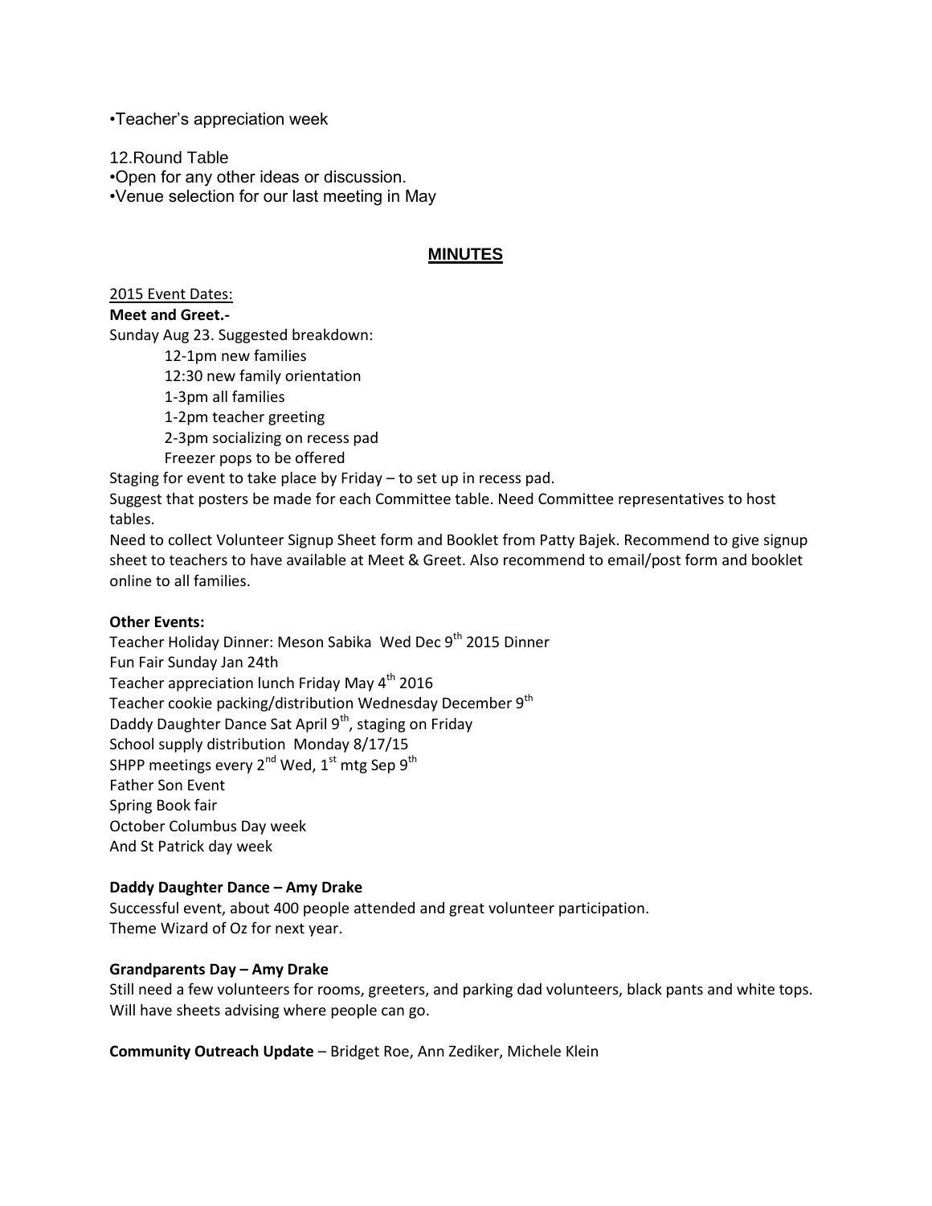•Teacher's appreciation week

12.Round Table
•Open for any other ideas or discussion.
•Venue selection for our last meeting in May

## MINUTES

2015 Event Dates:

**Meet and Greet.-**

Sunday Aug 23. Suggested breakdown:

12-1pm new families
12:30 new family orientation
1-3pm all families
1-2pm teacher greeting
2-3pm socializing on recess pad
Freezer pops to be offered

Staging for event to take place by Friday – to set up in recess pad.

Suggest that posters be made for each Committee table. Need Committee representatives to host tables.

Need to collect Volunteer Signup Sheet form and Booklet from Patty Bajek. Recommend to give signup sheet to teachers to have available at Meet & Greet. Also recommend to email/post form and booklet online to all families.

**Other Events:**

Teacher Holiday Dinner: Meson Sabika Wed Dec 9th 2015 Dinner
Fun Fair Sunday Jan 24th
Teacher appreciation lunch Friday May 4th 2016
Teacher cookie packing/distribution Wednesday December 9th
Daddy Daughter Dance Sat April 9th, staging on Friday
School supply distribution Monday 8/17/15
SHPP meetings every 2nd Wed, 1st mtg Sep 9th
Father Son Event
Spring Book fair
October Columbus Day week
And St Patrick day week

**Daddy Daughter Dance – Amy Drake**

Successful event, about 400 people attended and great volunteer participation.
Theme Wizard of Oz for next year.

**Grandparents Day – Amy Drake**

Still need a few volunteers for rooms, greeters, and parking dad volunteers, black pants and white tops.
Will have sheets advising where people can go.

**Community Outreach Update** – Bridget Roe, Ann Zediker, Michele Klein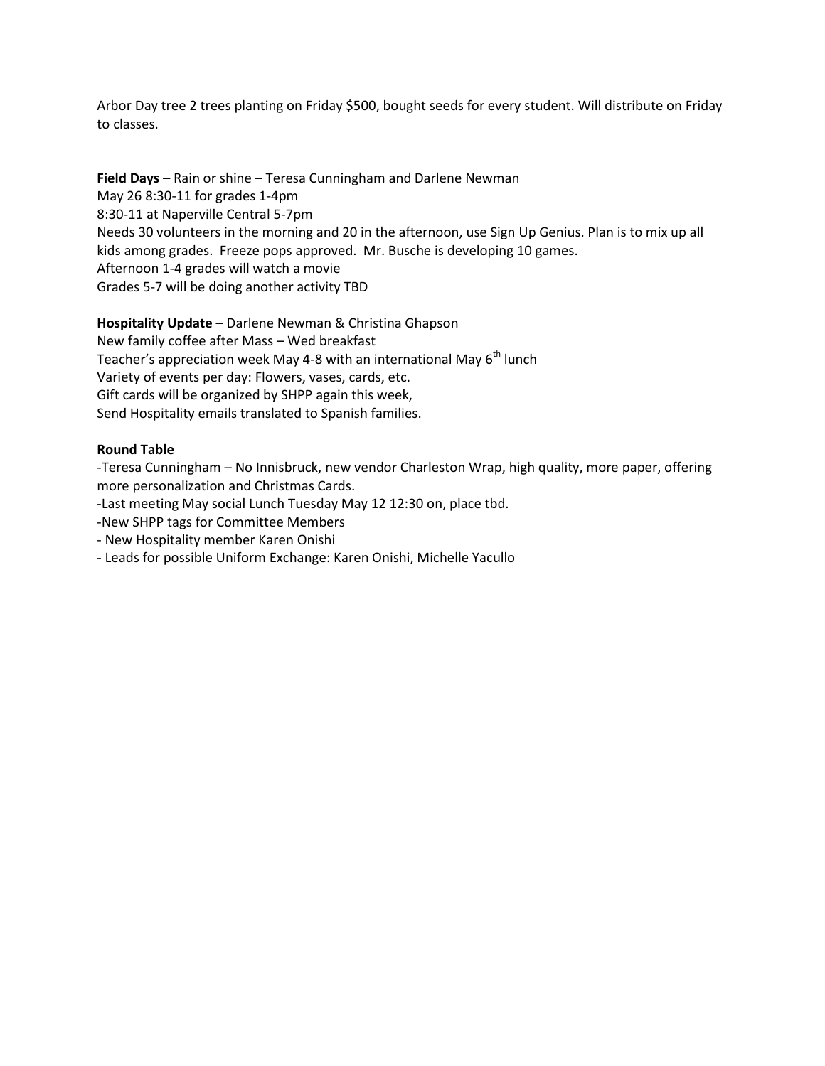Arbor Day tree 2 trees planting on Friday $500, bought seeds for every student. Will distribute on Friday to classes.

**Field Days** – Rain or shine – Teresa Cunningham and Darlene Newman
May 26 8:30-11 for grades 1-4pm
8:30-11 at Naperville Central 5-7pm
Needs 30 volunteers in the morning and 20 in the afternoon, use Sign Up Genius. Plan is to mix up all kids among grades. Freeze pops approved. Mr. Busche is developing 10 games.
Afternoon 1-4 grades will watch a movie
Grades 5-7 will be doing another activity TBD

**Hospitality Update** – Darlene Newman & Christina Ghapson
New family coffee after Mass – Wed breakfast
Teacher's appreciation week May 4-8 with an international May 6th lunch
Variety of events per day: Flowers, vases, cards, etc.
Gift cards will be organized by SHPP again this week,
Send Hospitality emails translated to Spanish families.

**Round Table**

-Teresa Cunningham – No Innisbruck, new vendor Charleston Wrap, high quality, more paper, offering more personalization and Christmas Cards.
-Last meeting May social Lunch Tuesday May 12 12:30 on, place tbd.
-New SHPP tags for Committee Members
- New Hospitality member Karen Onishi
- Leads for possible Uniform Exchange: Karen Onishi, Michelle Yacullo